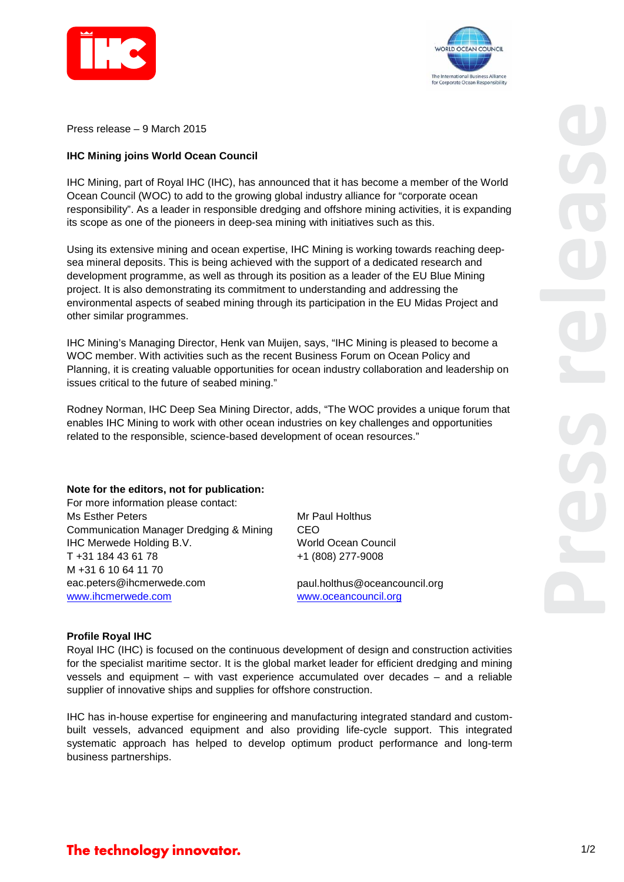Press release – 9 March 2015

**IHC Mining joins World Ocean Council**

IHC Mining, part of Royal IHC (IHC), has announced that it has become a member of the World Ocean Council (WOC) to add to the growing global industry alliance for "corporate ocean responsibility". As a leader in responsible dredging and offshore mining activities, it is expanding its scope as one of the pioneers in deep-sea mining with initiatives such as this.

Using its extensive mining and ocean expertise, IHC Mining is working towards reaching deep-sea mineral deposits. This is being achieved with the support of a dedicated research and development programme, as well as through its position as a leader of the EU Blue Mining project. It is also demonstrating its commitment to understanding and addressing the environmental aspects of seabed mining through its participation in the EU Midas Project and other similar programmes.

IHC Mining's Managing Director, Henk van Muijen, says, "IHC Mining is pleased to become a WOC member. With activities such as the recent Business Forum on Ocean Policy and Planning, it is creating valuable opportunities for ocean industry collaboration and leadership on issues critical to the future of seabed mining."

Rodney Norman, IHC Deep Sea Mining Director, adds, "The WOC provides a unique forum that enables IHC Mining to work with other ocean industries on key challenges and opportunities related to the responsible, science-based development of ocean resources."

**Note for the editors, not for publication:**

For more information please contact:

Ms Esther Peters
Communication Manager Dredging & Mining
IHC Merwede Holding B.V.
T +31 184 43 61 78
M +31 6 10 64 11 70
eac.peters@ihcmerwede.com
www.ihcmerwede.com

Mr Paul Holthus
CEO
World Ocean Council
+1 (808) 277-9008
paul.holthus@oceancouncil.org
www.oceancouncil.org

**Profile Royal IHC**

Royal IHC (IHC) is focused on the continuous development of design and construction activities for the specialist maritime sector. It is the global market leader for efficient dredging and mining vessels and equipment – with vast experience accumulated over decades – and a reliable supplier of innovative ships and supplies for offshore construction.

IHC has in-house expertise for engineering and manufacturing integrated standard and custom-built vessels, advanced equipment and also providing life-cycle support. This integrated systematic approach has helped to develop optimum product performance and long-term business partnerships.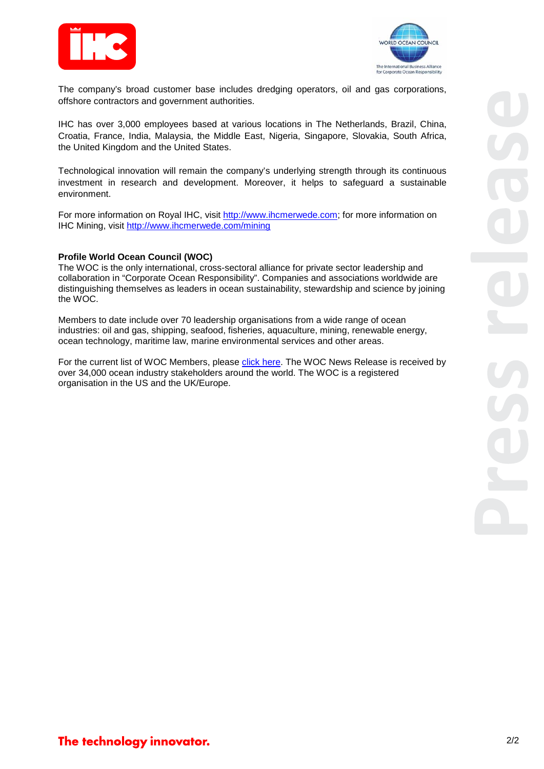The company's broad customer base includes dredging operators, oil and gas corporations, offshore contractors and government authorities.

IHC has over 3,000 employees based at various locations in The Netherlands, Brazil, China, Croatia, France, India, Malaysia, the Middle East, Nigeria, Singapore, Slovakia, South Africa, the United Kingdom and the United States.

Technological innovation will remain the company's underlying strength through its continuous investment in research and development. Moreover, it helps to safeguard a sustainable environment.

For more information on Royal IHC, visit http://www.ihcmerwede.com; for more information on IHC Mining, visit http://www.ihcmerwede.com/mining

**Profile World Ocean Council (WOC)**
The WOC is the only international, cross-sectoral alliance for private sector leadership and collaboration in "Corporate Ocean Responsibility". Companies and associations worldwide are distinguishing themselves as leaders in ocean sustainability, stewardship and science by joining the WOC.

Members to date include over 70 leadership organisations from a wide range of ocean industries: oil and gas, shipping, seafood, fisheries, aquaculture, mining, renewable energy, ocean technology, maritime law, marine environmental services and other areas.

For the current list of WOC Members, please click here. The WOC News Release is received by over 34,000 ocean industry stakeholders around the world. The WOC is a registered organisation in the US and the UK/Europe.